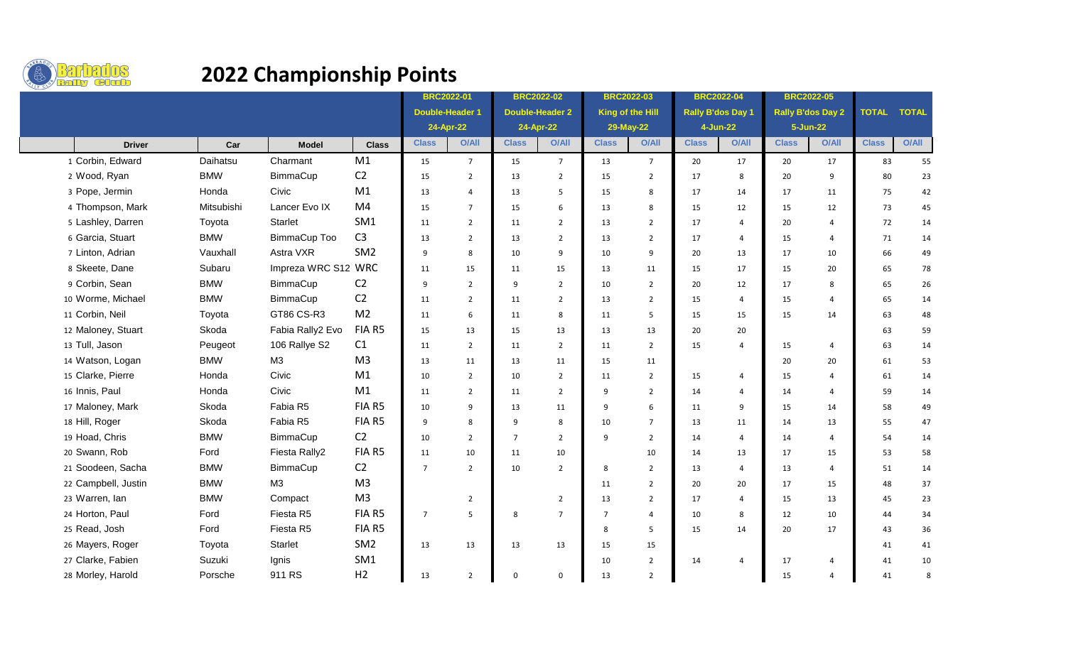# 2022 Championship Points

Barbados Rally Club

| | | | | | BRC2022-01 Double-Header 1 24-Apr-22 | | BRC2022-02 Double-Header 2 24-Apr-22 | | BRC2022-03 King of the Hill 29-May-22 | | BRC2022-04 Rally B'dos Day 1 4-Jun-22 | | BRC2022-05 Rally B'dos Day 2 5-Jun-22 | | TOTAL | TOTAL |
|---|---|---|---|---|---|---|---|---|---|---|---|---|---|---|---|---|
| | Driver | Car | Model | Class | Class | O/All | Class | O/All | Class | O/All | Class | O/All | Class | O/All | Class | O/All |
| 1 | Corbin, Edward | Daihatsu | Charmant | M1 | 15 | 7 | 15 | 7 | 13 | 7 | 20 | 17 | 20 | 17 | 83 | 55 |
| 2 | Wood, Ryan | BMW | BimmaCup | C2 | 15 | 2 | 13 | 2 | 15 | 2 | 17 | 8 | 20 | 9 | 80 | 23 |
| 3 | Pope, Jermin | Honda | Civic | M1 | 13 | 4 | 13 | 5 | 15 | 8 | 17 | 14 | 17 | 11 | 75 | 42 |
| 4 | Thompson, Mark | Mitsubishi | Lancer Evo IX | M4 | 15 | 7 | 15 | 6 | 13 | 8 | 15 | 12 | 15 | 12 | 73 | 45 |
| 5 | Lashley, Darren | Toyota | Starlet | SM1 | 11 | 2 | 11 | 2 | 13 | 2 | 17 | 4 | 20 | 4 | 72 | 14 |
| 6 | Garcia, Stuart | BMW | BimmaCup Too | C3 | 13 | 2 | 13 | 2 | 13 | 2 | 17 | 4 | 15 | 4 | 71 | 14 |
| 7 | Linton, Adrian | Vauxhall | Astra VXR | SM2 | 9 | 8 | 10 | 9 | 10 | 9 | 20 | 13 | 17 | 10 | 66 | 49 |
| 8 | Skeete, Dane | Subaru | Impreza WRC S12 | WRC | 11 | 15 | 11 | 15 | 13 | 11 | 15 | 17 | 15 | 20 | 65 | 78 |
| 9 | Corbin, Sean | BMW | BimmaCup | C2 | 9 | 2 | 9 | 2 | 10 | 2 | 20 | 12 | 17 | 8 | 65 | 26 |
| 10 | Worme, Michael | BMW | BimmaCup | C2 | 11 | 2 | 11 | 2 | 13 | 2 | 15 | 4 | 15 | 4 | 65 | 14 |
| 11 | Corbin, Neil | Toyota | GT86 CS-R3 | M2 | 11 | 6 | 11 | 8 | 11 | 5 | 15 | 15 | 15 | 14 | 63 | 48 |
| 12 | Maloney, Stuart | Skoda | Fabia Rally2 Evo | FIA R5 | 15 | 13 | 15 | 13 | 13 | 13 | 20 | 20 | | | 63 | 59 |
| 13 | Tull, Jason | Peugeot | 106 Rallye S2 | C1 | 11 | 2 | 11 | 2 | 11 | 2 | 15 | 4 | 15 | 4 | 63 | 14 |
| 14 | Watson, Logan | BMW | M3 | M3 | 13 | 11 | 13 | 11 | 15 | 11 | | | 20 | 20 | 61 | 53 |
| 15 | Clarke, Pierre | Honda | Civic | M1 | 10 | 2 | 10 | 2 | 11 | 2 | 15 | 4 | 15 | 4 | 61 | 14 |
| 16 | Innis, Paul | Honda | Civic | M1 | 11 | 2 | 11 | 2 | 9 | 2 | 14 | 4 | 14 | 4 | 59 | 14 |
| 17 | Maloney, Mark | Skoda | Fabia R5 | FIA R5 | 10 | 9 | 13 | 11 | 9 | 6 | 11 | 9 | 15 | 14 | 58 | 49 |
| 18 | Hill, Roger | Skoda | Fabia R5 | FIA R5 | 9 | 8 | 9 | 8 | 10 | 7 | 13 | 11 | 14 | 13 | 55 | 47 |
| 19 | Hoad, Chris | BMW | BimmaCup | C2 | 10 | 2 | 7 | 2 | 9 | 2 | 14 | 4 | 14 | 4 | 54 | 14 |
| 20 | Swann, Rob | Ford | Fiesta Rally2 | FIA R5 | 11 | 10 | 11 | 10 | | 10 | 14 | 13 | 17 | 15 | 53 | 58 |
| 21 | Soodeen, Sacha | BMW | BimmaCup | C2 | 7 | 2 | 10 | 2 | 8 | 2 | 13 | 4 | 13 | 4 | 51 | 14 |
| 22 | Campbell, Justin | BMW | M3 | M3 | | | | | 11 | 2 | 20 | 20 | 17 | 15 | 48 | 37 |
| 23 | Warren, Ian | BMW | Compact | M3 | | 2 | | 2 | 13 | 2 | 17 | 4 | 15 | 13 | 45 | 23 |
| 24 | Horton, Paul | Ford | Fiesta R5 | FIA R5 | 7 | 5 | 8 | 7 | 7 | 4 | 10 | 8 | 12 | 10 | 44 | 34 |
| 25 | Read, Josh | Ford | Fiesta R5 | FIA R5 | | | | | 8 | 5 | 15 | 14 | 20 | 17 | 43 | 36 |
| 26 | Mayers, Roger | Toyota | Starlet | SM2 | 13 | 13 | 13 | 13 | 15 | 15 | | | | | 41 | 41 |
| 27 | Clarke, Fabien | Suzuki | Ignis | SM1 | | | | | 10 | 2 | 14 | 4 | 17 | 4 | 41 | 10 |
| 28 | Morley, Harold | Porsche | 911 RS | H2 | 13 | 2 | 0 | 0 | 13 | 2 | | | 15 | 4 | 41 | 8 |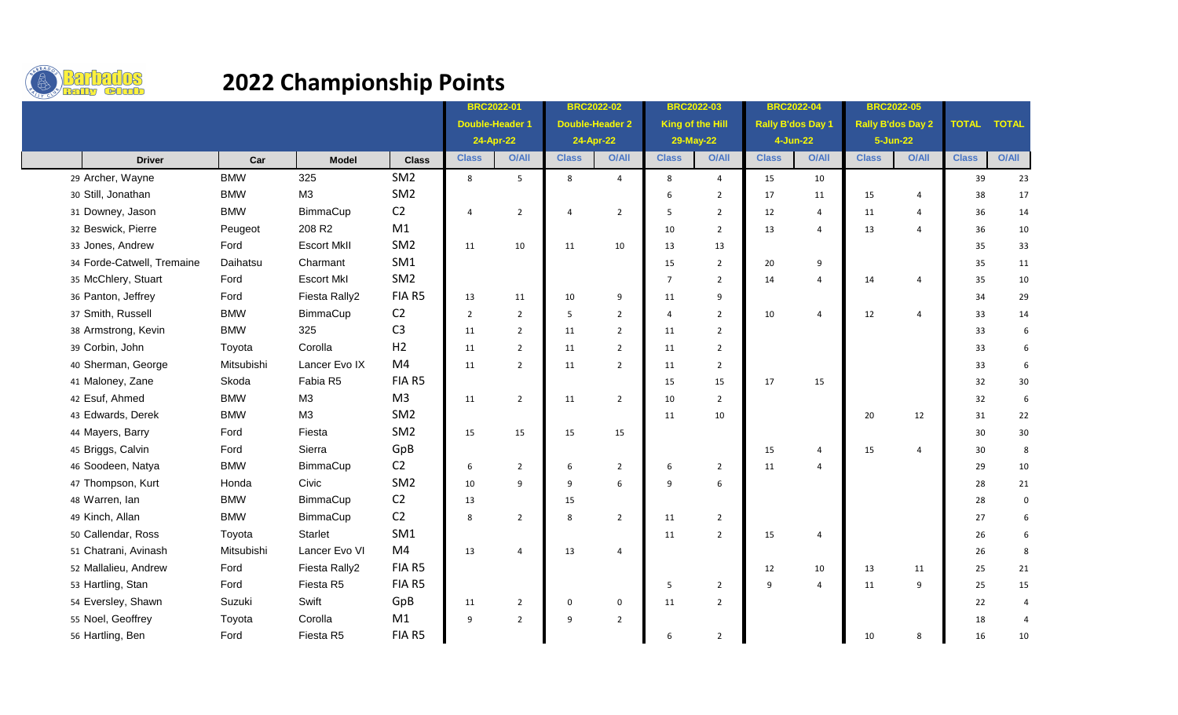# 2022 Championship Points

Barbados Rally Club

| | Driver | Car | Model | Class | BRC2022-01 Double-Header 1 24-Apr-22 | | BRC2022-02 Double-Header 2 24-Apr-22 | | BRC2022-03 King of the Hill 29-May-22 | | BRC2022-04 Rally B'dos Day 1 4-Jun-22 | | BRC2022-05 Rally B'dos Day 2 5-Jun-22 | | TOTAL | TOTAL |
|---|---|---|---|---|---|---|---|---|---|---|---|---|---|---|---|---|
| | | | | | Class | O/All | Class | O/All | Class | O/All | Class | O/All | Class | O/All | Class | O/All |
| 29 | Archer, Wayne | BMW | 325 | SM2 | 8 | 5 | 8 | 4 | 8 | 4 | 15 | 10 | | | 39 | 23 |
| 30 | Still, Jonathan | BMW | M3 | SM2 | | | | | 6 | 2 | 17 | 11 | 15 | 4 | 38 | 17 |
| 31 | Downey, Jason | BMW | BimmaCup | C2 | 4 | 2 | 4 | 2 | 5 | 2 | 12 | 4 | 11 | 4 | 36 | 14 |
| 32 | Beswick, Pierre | Peugeot | 208 R2 | M1 | | | | | 10 | 2 | 13 | 4 | 13 | 4 | 36 | 10 |
| 33 | Jones, Andrew | Ford | Escort MkII | SM2 | 11 | 10 | 11 | 10 | 13 | 13 | | | | | 35 | 33 |
| 34 | Forde-Catwell, Tremaine | Daihatsu | Charmant | SM1 | | | | | 15 | 2 | 20 | 9 | | | 35 | 11 |
| 35 | McChlery, Stuart | Ford | Escort MkI | SM2 | | | | | 7 | 2 | 14 | 4 | 14 | 4 | 35 | 10 |
| 36 | Panton, Jeffrey | Ford | Fiesta Rally2 | FIA R5 | 13 | 11 | 10 | 9 | 11 | 9 | | | | | 34 | 29 |
| 37 | Smith, Russell | BMW | BimmaCup | C2 | 2 | 2 | 5 | 2 | 4 | 2 | 10 | 4 | 12 | 4 | 33 | 14 |
| 38 | Armstrong, Kevin | BMW | 325 | C3 | 11 | 2 | 11 | 2 | 11 | 2 | | | | | 33 | 6 |
| 39 | Corbin, John | Toyota | Corolla | H2 | 11 | 2 | 11 | 2 | 11 | 2 | | | | | 33 | 6 |
| 40 | Sherman, George | Mitsubishi | Lancer Evo IX | M4 | 11 | 2 | 11 | 2 | 11 | 2 | | | | | 33 | 6 |
| 41 | Maloney, Zane | Skoda | Fabia R5 | FIA R5 | | | | | 15 | 15 | 17 | 15 | | | 32 | 30 |
| 42 | Esuf, Ahmed | BMW | M3 | M3 | 11 | 2 | 11 | 2 | 10 | 2 | | | | | 32 | 6 |
| 43 | Edwards, Derek | BMW | M3 | SM2 | | | | | 11 | 10 | | | 20 | 12 | 31 | 22 |
| 44 | Mayers, Barry | Ford | Fiesta | SM2 | 15 | 15 | 15 | 15 | | | | | | | 30 | 30 |
| 45 | Briggs, Calvin | Ford | Sierra | GpB | | | | | | | 15 | 4 | 15 | 4 | 30 | 8 |
| 46 | Soodeen, Natya | BMW | BimmaCup | C2 | 6 | 2 | 6 | 2 | 6 | 2 | 11 | 4 | | | 29 | 10 |
| 47 | Thompson, Kurt | Honda | Civic | SM2 | 10 | 9 | 9 | 6 | 9 | 6 | | | | | 28 | 21 |
| 48 | Warren, Ian | BMW | BimmaCup | C2 | 13 | | 15 | | | | | | | | 28 | 0 |
| 49 | Kinch, Allan | BMW | BimmaCup | C2 | 8 | 2 | 8 | 2 | 11 | 2 | | | | | 27 | 6 |
| 50 | Callendar, Ross | Toyota | Starlet | SM1 | | | | | 11 | 2 | 15 | 4 | | | 26 | 6 |
| 51 | Chatrani, Avinash | Mitsubishi | Lancer Evo VI | M4 | 13 | 4 | 13 | 4 | | | | | | | 26 | 8 |
| 52 | Mallalieu, Andrew | Ford | Fiesta Rally2 | FIA R5 | | | | | | | 12 | 10 | 13 | 11 | 25 | 21 |
| 53 | Hartling, Stan | Ford | Fiesta R5 | FIA R5 | | | | | 5 | 2 | 9 | 4 | 11 | 9 | 25 | 15 |
| 54 | Eversley, Shawn | Suzuki | Swift | GpB | 11 | 2 | 0 | 0 | 11 | 2 | | | | | 22 | 4 |
| 55 | Noel, Geoffrey | Toyota | Corolla | M1 | 9 | 2 | 9 | 2 | | | | | | | 18 | 4 |
| 56 | Hartling, Ben | Ford | Fiesta R5 | FIA R5 | | | | | 6 | 2 | | | 10 | 8 | 16 | 10 |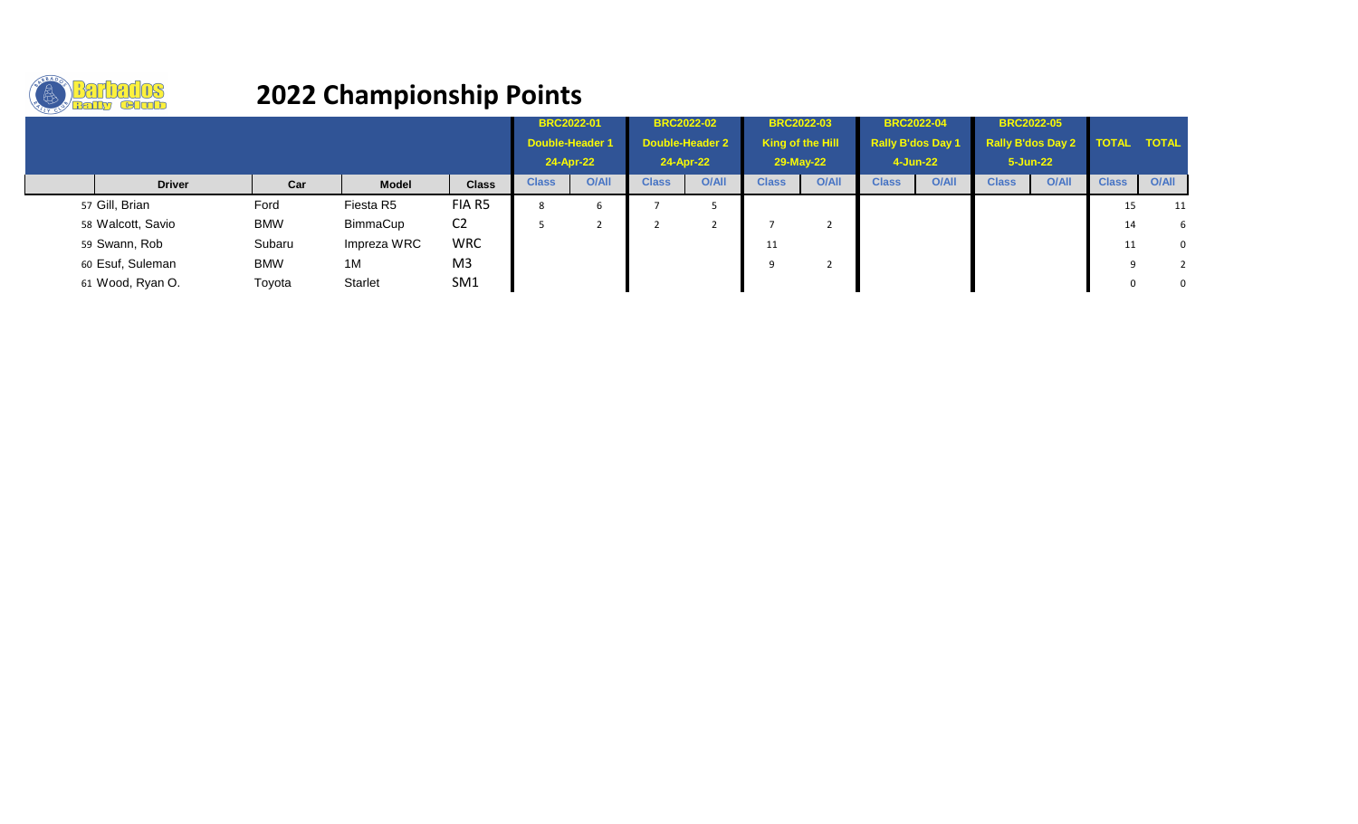# 2022 Championship Points

| | | | | BRC2022-01 Double-Header 1 24-Apr-22 | | BRC2022-02 Double-Header 2 24-Apr-22 | | BRC2022-03 King of the Hill 29-May-22 | | BRC2022-04 Rally B'dos Day 1 4-Jun-22 | | BRC2022-05 Rally B'dos Day 2 5-Jun-22 | | TOTAL | TOTAL |
|---|---|---|---|---|---|---|---|---|---|---|---|---|---|---|---|
| Driver | Car | Model | Class | Class | O/All | Class | O/All | Class | O/All | Class | O/All | Class | O/All | Class | O/All |
| 57 Gill, Brian | Ford | Fiesta R5 | FIA R5 | 8 | 6 | 7 | 5 | | | | | | | 15 | 11 |
| 58 Walcott, Savio | BMW | BimmaCup | C2 | 5 | 2 | 2 | 2 | 7 | 2 | | | | | 14 | 6 |
| 59 Swann, Rob | Subaru | Impreza WRC | WRC | | | | | 11 | | | | | | 11 | 0 |
| 60 Esuf, Suleman | BMW | 1M | M3 | | | | | 9 | 2 | | | | | 9 | 2 |
| 61 Wood, Ryan O. | Toyota | Starlet | SM1 | | | | | | | | | | | 0 | 0 |